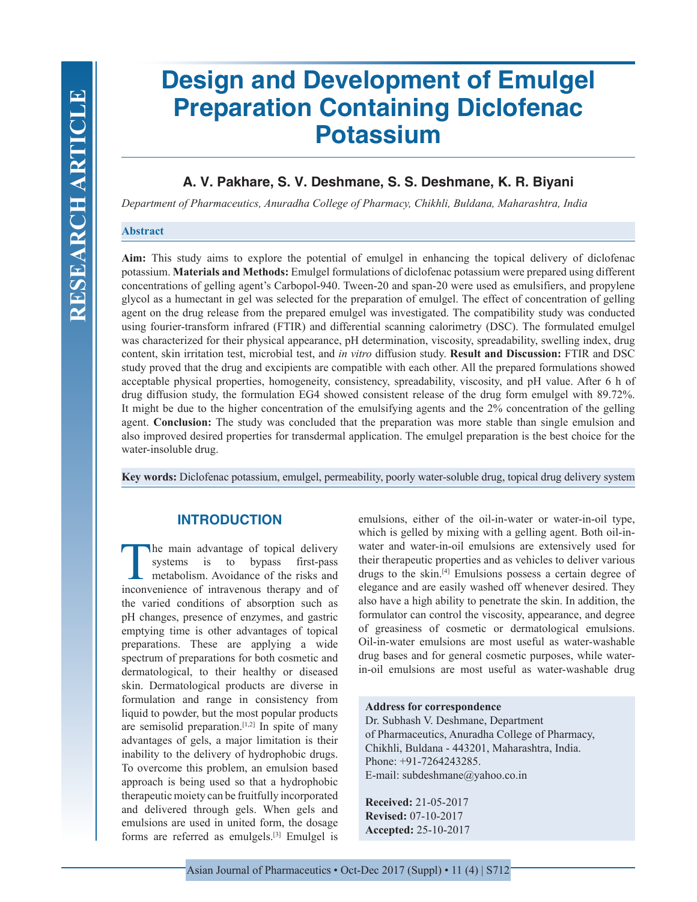# Design and Development of Emulgel Preparation Containing Diclofenac Potassium

**A. V. Pakhare, S. V. Deshmane, S. S. Deshmane, K. R. Biyani**

*Department of Pharmaceutics, Anuradha College of Pharmacy, Chikhli, Buldana, Maharashtra, India*

## Abstract

**Aim:** This study aims to explore the potential of emulgel in enhancing the topical delivery of diclofenac potassium. **Materials and Methods:** Emulgel formulations of diclofenac potassium were prepared using different concentrations of gelling agent's Carbopol-940. Tween-20 and span-20 were used as emulsifiers, and propylene glycol as a humectant in gel was selected for the preparation of emulgel. The effect of concentration of gelling agent on the drug release from the prepared emulgel was investigated. The compatibility study was conducted using fourier-transform infrared (FTIR) and differential scanning calorimetry (DSC). The formulated emulgel was characterized for their physical appearance, pH determination, viscosity, spreadability, swelling index, drug content, skin irritation test, microbial test, and *in vitro* diffusion study. **Result and Discussion:** FTIR and DSC study proved that the drug and excipients are compatible with each other. All the prepared formulations showed acceptable physical properties, homogeneity, consistency, spreadability, viscosity, and pH value. After 6 h of drug diffusion study, the formulation EG4 showed consistent release of the drug form emulgel with 89.72%. It might be due to the higher concentration of the emulsifying agents and the 2% concentration of the gelling agent. **Conclusion:** The study was concluded that the preparation was more stable than single emulsion and also improved desired properties for transdermal application. The emulgel preparation is the best choice for the water-insoluble drug.

**Key words:** Diclofenac potassium, emulgel, permeability, poorly water-soluble drug, topical drug delivery system

## INTRODUCTION

The main advantage of topical delivery systems is to bypass first-pass metabolism. Avoidance of the risks and inconvenience of intravenous therapy and of the varied conditions of absorption such as pH changes, presence of enzymes, and gastric emptying time is other advantages of topical preparations. These are applying a wide spectrum of preparations for both cosmetic and dermatological, to their healthy or diseased skin. Dermatological products are diverse in formulation and range in consistency from liquid to powder, but the most popular products are semisolid preparation.[1,2] In spite of many advantages of gels, a major limitation is their inability to the delivery of hydrophobic drugs. To overcome this problem, an emulsion based approach is being used so that a hydrophobic therapeutic moiety can be fruitfully incorporated and delivered through gels. When gels and emulsions are used in united form, the dosage forms are referred as emulgels.[3] Emulgel is emulsions, either of the oil-in-water or water-in-oil type, which is gelled by mixing with a gelling agent. Both oil-in-water and water-in-oil emulsions are extensively used for their therapeutic properties and as vehicles to deliver various drugs to the skin.[4] Emulsions possess a certain degree of elegance and are easily washed off whenever desired. They also have a high ability to penetrate the skin. In addition, the formulator can control the viscosity, appearance, and degree of greasiness of cosmetic or dermatological emulsions. Oil-in-water emulsions are most useful as water-washable drug bases and for general cosmetic purposes, while water-in-oil emulsions are most useful as water-washable drug

**Address for correspondence**
Dr. Subhash V. Deshmane, Department of Pharmaceutics, Anuradha College of Pharmacy, Chikhli, Buldana - 443201, Maharashtra, India.
Phone: +91-7264243285.
E-mail: subdeshmane@yahoo.co.in

**Received:** 21-05-2017
**Revised:** 07-10-2017
**Accepted:** 25-10-2017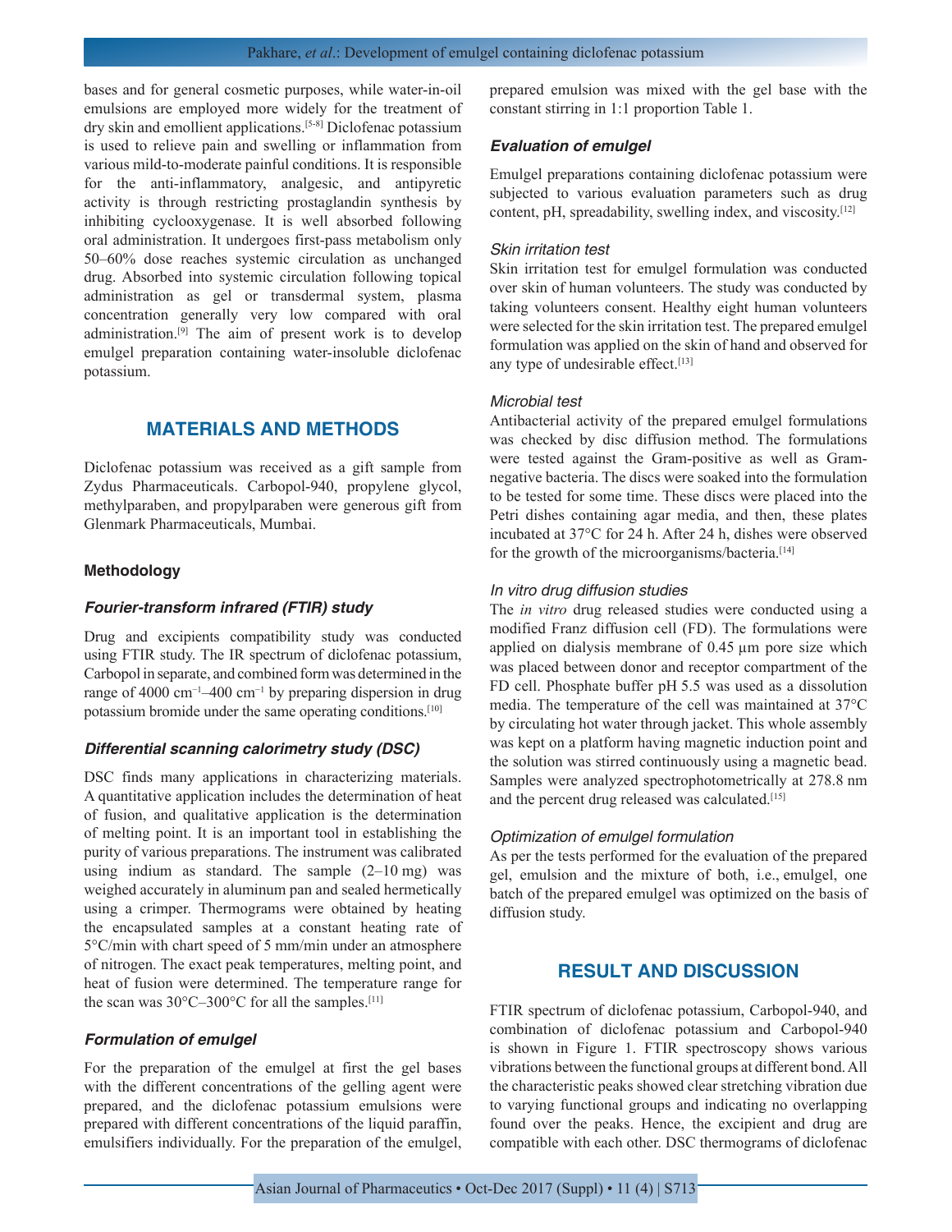bases and for general cosmetic purposes, while water-in-oil emulsions are employed more widely for the treatment of dry skin and emollient applications.[5-8] Diclofenac potassium is used to relieve pain and swelling or inflammation from various mild-to-moderate painful conditions. It is responsible for the anti-inflammatory, analgesic, and antipyretic activity is through restricting prostaglandin synthesis by inhibiting cyclooxygenase. It is well absorbed following oral administration. It undergoes first-pass metabolism only 50–60% dose reaches systemic circulation as unchanged drug. Absorbed into systemic circulation following topical administration as gel or transdermal system, plasma concentration generally very low compared with oral administration.[9] The aim of present work is to develop emulgel preparation containing water-insoluble diclofenac potassium.

## MATERIALS AND METHODS

Diclofenac potassium was received as a gift sample from Zydus Pharmaceuticals. Carbopol-940, propylene glycol, methylparaben, and propylparaben were generous gift from Glenmark Pharmaceuticals, Mumbai.

### Methodology

#### *Fourier-transform infrared (FTIR) study*

Drug and excipients compatibility study was conducted using FTIR study. The IR spectrum of diclofenac potassium, Carbopol in separate, and combined form was determined in the range of 4000 $cm^{-1}$–400 $cm^{-1}$ by preparing dispersion in drug potassium bromide under the same operating conditions.[10]

#### *Differential scanning calorimetry study (DSC)*

DSC finds many applications in characterizing materials. A quantitative application includes the determination of heat of fusion, and qualitative application is the determination of melting point. It is an important tool in establishing the purity of various preparations. The instrument was calibrated using indium as standard. The sample (2–10 mg) was weighed accurately in aluminum pan and sealed hermetically using a crimper. Thermograms were obtained by heating the encapsulated samples at a constant heating rate of 5°C/min with chart speed of 5 mm/min under an atmosphere of nitrogen. The exact peak temperatures, melting point, and heat of fusion were determined. The temperature range for the scan was 30°C–300°C for all the samples.[11]

#### *Formulation of emulgel*

For the preparation of the emulgel at first the gel bases with the different concentrations of the gelling agent were prepared, and the diclofenac potassium emulsions were prepared with different concentrations of the liquid paraffin, emulsifiers individually. For the preparation of the emulgel, prepared emulsion was mixed with the gel base with the constant stirring in 1:1 proportion Table 1.

#### *Evaluation of emulgel*

Emulgel preparations containing diclofenac potassium were subjected to various evaluation parameters such as drug content, pH, spreadability, swelling index, and viscosity.[12]

##### *Skin irritation test*

Skin irritation test for emulgel formulation was conducted over skin of human volunteers. The study was conducted by taking volunteers consent. Healthy eight human volunteers were selected for the skin irritation test. The prepared emulgel formulation was applied on the skin of hand and observed for any type of undesirable effect.[13]

##### *Microbial test*

Antibacterial activity of the prepared emulgel formulations was checked by disc diffusion method. The formulations were tested against the Gram-positive as well as Gram-negative bacteria. The discs were soaked into the formulation to be tested for some time. These discs were placed into the Petri dishes containing agar media, and then, these plates incubated at 37°C for 24 h. After 24 h, dishes were observed for the growth of the microorganisms/bacteria.[14]

##### *In vitro drug diffusion studies*

The *in vitro* drug released studies were conducted using a modified Franz diffusion cell (FD). The formulations were applied on dialysis membrane of 0.45 µm pore size which was placed between donor and receptor compartment of the FD cell. Phosphate buffer pH 5.5 was used as a dissolution media. The temperature of the cell was maintained at 37°C by circulating hot water through jacket. This whole assembly was kept on a platform having magnetic induction point and the solution was stirred continuously using a magnetic bead. Samples were analyzed spectrophotometrically at 278.8 nm and the percent drug released was calculated.[15]

##### *Optimization of emulgel formulation*

As per the tests performed for the evaluation of the prepared gel, emulsion and the mixture of both, i.e., emulgel, one batch of the prepared emulgel was optimized on the basis of diffusion study.

## RESULT AND DISCUSSION

FTIR spectrum of diclofenac potassium, Carbopol-940, and combination of diclofenac potassium and Carbopol-940 is shown in Figure 1. FTIR spectroscopy shows various vibrations between the functional groups at different bond. All the characteristic peaks showed clear stretching vibration due to varying functional groups and indicating no overlapping found over the peaks. Hence, the excipient and drug are compatible with each other. DSC thermograms of diclofenac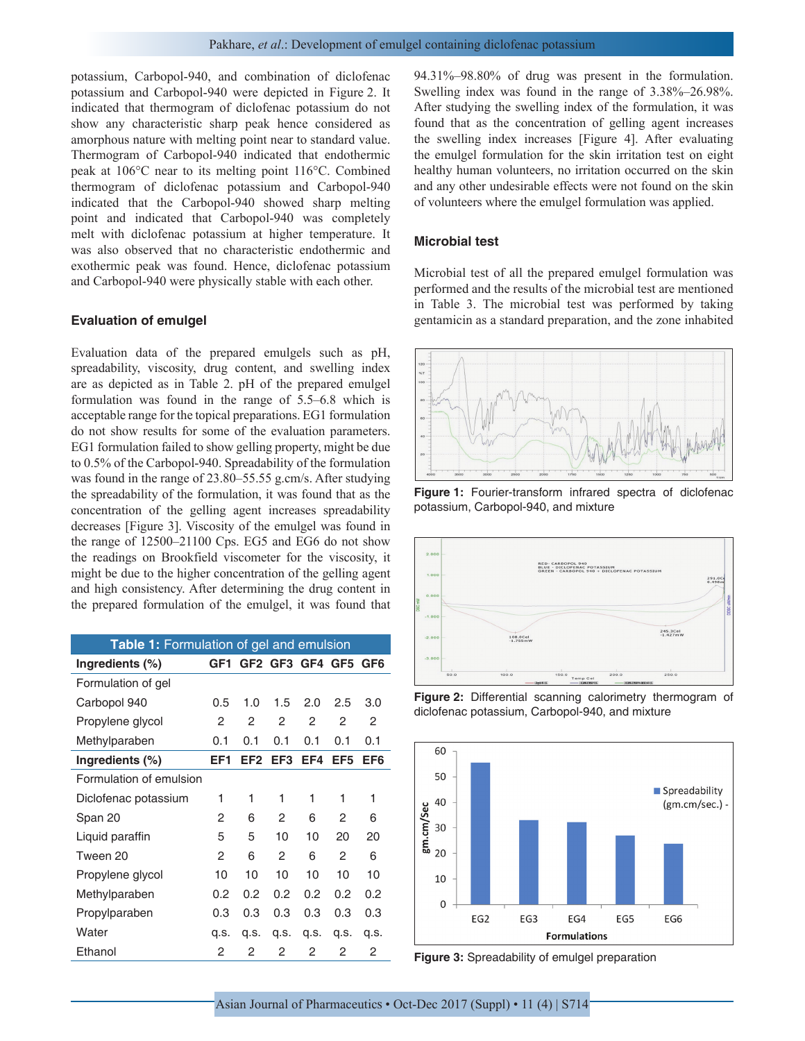potassium, Carbopol-940, and combination of diclofenac potassium and Carbopol-940 were depicted in Figure 2. It indicated that thermogram of diclofenac potassium do not show any characteristic sharp peak hence considered as amorphous nature with melting point near to standard value. Thermogram of Carbopol-940 indicated that endothermic peak at 106°C near to its melting point 116°C. Combined thermogram of diclofenac potassium and Carbopol-940 indicated that the Carbopol-940 showed sharp melting point and indicated that Carbopol-940 was completely melt with diclofenac potassium at higher temperature. It was also observed that no characteristic endothermic and exothermic peak was found. Hence, diclofenac potassium and Carbopol-940 were physically stable with each other.

### Evaluation of emulgel

Evaluation data of the prepared emulgels such as pH, spreadability, viscosity, drug content, and swelling index are as depicted as in Table 2. pH of the prepared emulgel formulation was found in the range of 5.5–6.8 which is acceptable range for the topical preparations. EG1 formulation do not show results for some of the evaluation parameters. EG1 formulation failed to show gelling property, might be due to 0.5% of the Carbopol-940. Spreadability of the formulation was found in the range of 23.80–55.55 g.cm/s. After studying the spreadability of the formulation, it was found that as the concentration of the gelling agent increases spreadability decreases [Figure 3]. Viscosity of the emulgel was found in the range of 12500–21100 Cps. EG5 and EG6 do not show the readings on Brookfield viscometer for the viscosity, it might be due to the higher concentration of the gelling agent and high consistency. After determining the drug content in the prepared formulation of the emulgel, it was found that 94.31%–98.80% of drug was present in the formulation. Swelling index was found in the range of 3.38%–26.98%. After studying the swelling index of the formulation, it was found that as the concentration of gelling agent increases the swelling index increases [Figure 4]. After evaluating the emulgel formulation for the skin irritation test on eight healthy human volunteers, no irritation occurred on the skin and any other undesirable effects were not found on the skin of volunteers where the emulgel formulation was applied.

**Table 1:** Formulation of gel and emulsion

| Ingredients (%) | GF1 | GF2 | GF3 | GF4 | GF5 | GF6 |
|---|---|---|---|---|---|---|
| Formulation of gel | | | | | | |
| Carbopol 940 | 0.5 | 1.0 | 1.5 | 2.0 | 2.5 | 3.0 |
| Propylene glycol | 2 | 2 | 2 | 2 | 2 | 2 |
| Methylparaben | 0.1 | 0.1 | 0.1 | 0.1 | 0.1 | 0.1 |
| **Ingredients (%)** | **EF1** | **EF2** | **EF3** | **EF4** | **EF5** | **EF6** |
| Formulation of emulsion | | | | | | |
| Diclofenac potassium | 1 | 1 | 1 | 1 | 1 | 1 |
| Span 20 | 2 | 6 | 2 | 6 | 2 | 6 |
| Liquid paraffin | 5 | 5 | 10 | 10 | 20 | 20 |
| Tween 20 | 2 | 6 | 2 | 6 | 2 | 6 |
| Propylene glycol | 10 | 10 | 10 | 10 | 10 | 10 |
| Methylparaben | 0.2 | 0.2 | 0.2 | 0.2 | 0.2 | 0.2 |
| Propylparaben | 0.3 | 0.3 | 0.3 | 0.3 | 0.3 | 0.3 |
| Water | q.s. | q.s. | q.s. | q.s. | q.s. | q.s. |
| Ethanol | 2 | 2 | 2 | 2 | 2 | 2 |

### Microbial test

Microbial test of all the prepared emulgel formulation was performed and the results of the microbial test are mentioned in Table 3. The microbial test was performed by taking gentamicin as a standard preparation, and the zone inhabited

**Figure 1:** Fourier-transform infrared spectra of diclofenac potassium, Carbopol-940, and mixture

**Figure 2:** Differential scanning calorimetry thermogram of diclofenac potassium, Carbopol-940, and mixture

**Figure 3:** Spreadability of emulgel preparation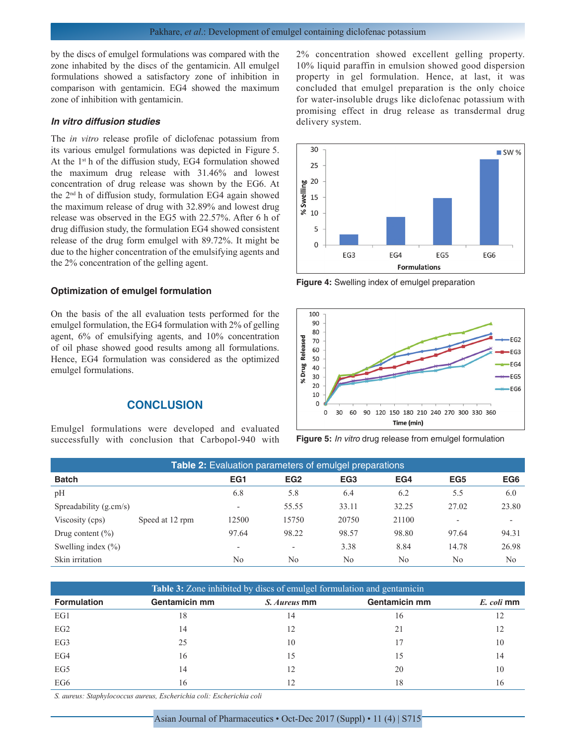by the discs of emulgel formulations was compared with the zone inhabited by the discs of the gentamicin. All emulgel formulations showed a satisfactory zone of inhibition in comparison with gentamicin. EG4 showed the maximum zone of inhibition with gentamicin.

### *In vitro diffusion studies*

The *in vitro* release profile of diclofenac potassium from its various emulgel formulations was depicted in Figure 5. At the 1st h of the diffusion study, EG4 formulation showed the maximum drug release with 31.46% and lowest concentration of drug release was shown by the EG6. At the 2nd h of diffusion study, formulation EG4 again showed the maximum release of drug with 32.89% and lowest drug release was observed in the EG5 with 22.57%. After 6 h of drug diffusion study, the formulation EG4 showed consistent release of the drug form emulgel with 89.72%. It might be due to the higher concentration of the emulsifying agents and the 2% concentration of the gelling agent.

### Optimization of emulgel formulation

On the basis of the all evaluation tests performed for the emulgel formulation, the EG4 formulation with 2% of gelling agent, 6% of emulsifying agents, and 10% concentration of oil phase showed good results among all formulations. Hence, EG4 formulation was considered as the optimized emulgel formulations.

## CONCLUSION

Emulgel formulations were developed and evaluated successfully with conclusion that Carbopol-940 with 2% concentration showed excellent gelling property. 10% liquid paraffin in emulsion showed good dispersion property in gel formulation. Hence, at last, it was concluded that emulgel preparation is the only choice for water-insoluble drugs like diclofenac potassium with promising effect in drug release as transdermal drug delivery system.

**Figure 4:** Swelling index of emulgel preparation

**Figure 5:** *In vitro* drug release from emulgel formulation

**Table 2:** Evaluation parameters of emulgel preparations

| Batch | | EG1 | EG2 | EG3 | EG4 | EG5 | EG6 |
|---|---|---|---|---|---|---|---|
| pH | | 6.8 | 5.8 | 6.4 | 6.2 | 5.5 | 6.0 |
| Spreadability (g.cm/s) | | - | 55.55 | 33.11 | 32.25 | 27.02 | 23.80 |
| Viscosity (cps) | Speed at 12 rpm | 12500 | 15750 | 20750 | 21100 | - | - |
| Drug content (%) | | 97.64 | 98.22 | 98.57 | 98.80 | 97.64 | 94.31 |
| Swelling index (%) | | - | - | 3.38 | 8.84 | 14.78 | 26.98 |
| Skin irritation | | No | No | No | No | No | No |

**Table 3:** Zone inhibited by discs of emulgel formulation and gentamicin

| Formulation | Gentamicin mm | *S. Aureus* mm | Gentamicin mm | *E. coli* mm |
|---|---|---|---|---|
| EG1 | 18 | 14 | 16 | 12 |
| EG2 | 14 | 12 | 21 | 12 |
| EG3 | 25 | 10 | 17 | 10 |
| EG4 | 16 | 15 | 15 | 14 |
| EG5 | 14 | 12 | 20 | 10 |
| EG6 | 16 | 12 | 18 | 16 |

*S. aureus: Staphylococcus aureus, Escherichia coli: Escherichia coli*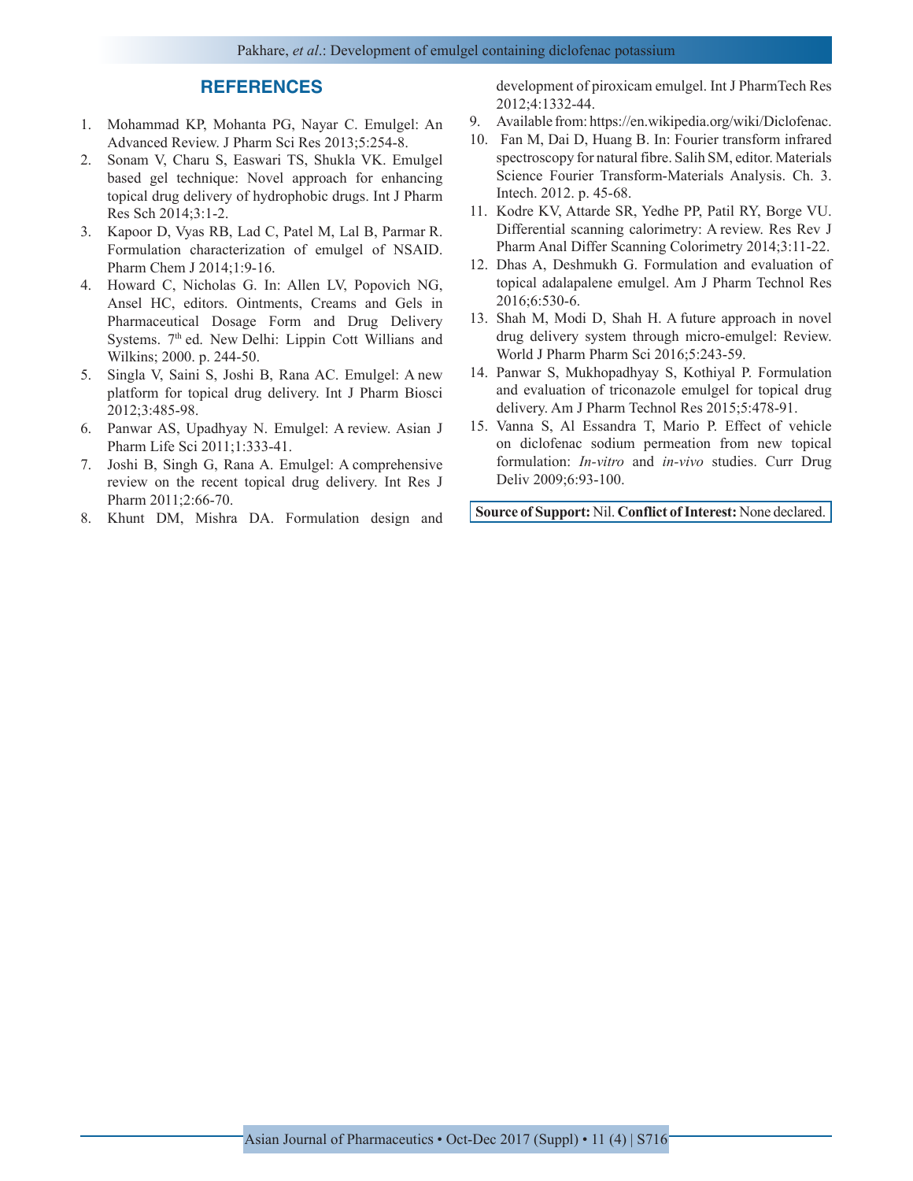## REFERENCES

1. Mohammad KP, Mohanta PG, Nayar C. Emulgel: An Advanced Review. J Pharm Sci Res 2013;5:254-8.
2. Sonam V, Charu S, Easwari TS, Shukla VK. Emulgel based gel technique: Novel approach for enhancing topical drug delivery of hydrophobic drugs. Int J Pharm Res Sch 2014;3:1-2.
3. Kapoor D, Vyas RB, Lad C, Patel M, Lal B, Parmar R. Formulation characterization of emulgel of NSAID. Pharm Chem J 2014;1:9-16.
4. Howard C, Nicholas G. In: Allen LV, Popovich NG, Ansel HC, editors. Ointments, Creams and Gels in Pharmaceutical Dosage Form and Drug Delivery Systems. 7th ed. New Delhi: Lippin Cott Willians and Wilkins; 2000. p. 244-50.
5. Singla V, Saini S, Joshi B, Rana AC. Emulgel: A new platform for topical drug delivery. Int J Pharm Biosci 2012;3:485-98.
6. Panwar AS, Upadhyay N. Emulgel: A review. Asian J Pharm Life Sci 2011;1:333-41.
7. Joshi B, Singh G, Rana A. Emulgel: A comprehensive review on the recent topical drug delivery. Int Res J Pharm 2011;2:66-70.
8. Khunt DM, Mishra DA. Formulation design and development of piroxicam emulgel. Int J PharmTech Res 2012;4:1332-44.
9. Available from: https://en.wikipedia.org/wiki/Diclofenac.
10. Fan M, Dai D, Huang B. In: Fourier transform infrared spectroscopy for natural fibre. Salih SM, editor. Materials Science Fourier Transform-Materials Analysis. Ch. 3. Intech. 2012. p. 45-68.
11. Kodre KV, Attarde SR, Yedhe PP, Patil RY, Borge VU. Differential scanning calorimetry: A review. Res Rev J Pharm Anal Differ Scanning Colorimetry 2014;3:11-22.
12. Dhas A, Deshmukh G. Formulation and evaluation of topical adalapalene emulgel. Am J Pharm Technol Res 2016;6:530-6.
13. Shah M, Modi D, Shah H. A future approach in novel drug delivery system through micro-emulgel: Review. World J Pharm Pharm Sci 2016;5:243-59.
14. Panwar S, Mukhopadhyay S, Kothiyal P. Formulation and evaluation of triconazole emulgel for topical drug delivery. Am J Pharm Technol Res 2015;5:478-91.
15. Vanna S, Al Essandra T, Mario P. Effect of vehicle on diclofenac sodium permeation from new topical formulation: *In-vitro* and *in-vivo* studies. Curr Drug Deliv 2009;6:93-100.

**Source of Support:** Nil. **Conflict of Interest:** None declared.